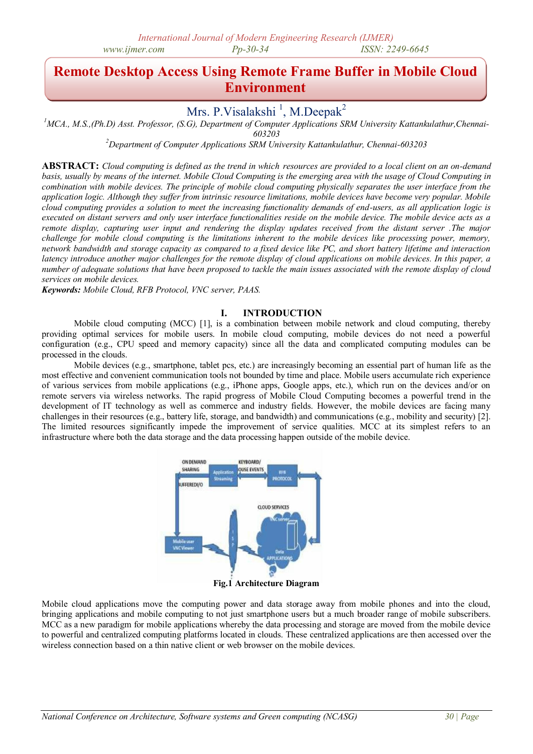# Remote Desktop Access Using Remote Frame Buffer in Mobile Cloud Environment

Mrs. P.Visalakshi [1], M.Deepak[2]

[1]MCA., M.S.,(Ph.D) Asst. Professor, (S.G), Department of Computer Applications SRM University Kattankulathur,Chennai-603203

[2]Department of Computer Applications SRM University Kattankulathur, Chennai-603203

**ABSTRACT:** *Cloud computing is defined as the trend in which resources are provided to a local client on an on-demand basis, usually by means of the internet. Mobile Cloud Computing is the emerging area with the usage of Cloud Computing in combination with mobile devices. The principle of mobile cloud computing physically separates the user interface from the application logic. Although they suffer from intrinsic resource limitations, mobile devices have become very popular. Mobile cloud computing provides a solution to meet the increasing functionality demands of end-users, as all application logic is executed on distant servers and only user interface functionalities reside on the mobile device. The mobile device acts as a remote display, capturing user input and rendering the display updates received from the distant server .The major challenge for mobile cloud computing is the limitations inherent to the mobile devices like processing power, memory, network bandwidth and storage capacity as compared to a fixed device like PC, and short battery lifetime and interaction latency introduce another major challenges for the remote display of cloud applications on mobile devices. In this paper, a number of adequate solutions that have been proposed to tackle the main issues associated with the remote display of cloud services on mobile devices.*

***Keywords:*** *Mobile Cloud, RFB Protocol, VNC server, PAAS.*

## I. INTRODUCTION

Mobile cloud computing (MCC) [1], is a combination between mobile network and cloud computing, thereby providing optimal services for mobile users. In mobile cloud computing, mobile devices do not need a powerful configuration (e.g., CPU speed and memory capacity) since all the data and complicated computing modules can be processed in the clouds.

Mobile devices (e.g., smartphone, tablet pcs, etc.) are increasingly becoming an essential part of human life as the most effective and convenient communication tools not bounded by time and place. Mobile users accumulate rich experience of various services from mobile applications (e.g., iPhone apps, Google apps, etc.), which run on the devices and/or on remote servers via wireless networks. The rapid progress of Mobile Cloud Computing becomes a powerful trend in the development of IT technology as well as commerce and industry fields. However, the mobile devices are facing many challenges in their resources (e.g., battery life, storage, and bandwidth) and communications (e.g., mobility and security) [2]. The limited resources significantly impede the improvement of service qualities. MCC at its simplest refers to an infrastructure where both the data storage and the data processing happen outside of the mobile device.

**Fig.1 Architecture Diagram**

Mobile cloud applications move the computing power and data storage away from mobile phones and into the cloud, bringing applications and mobile computing to not just smartphone users but a much broader range of mobile subscribers. MCC as a new paradigm for mobile applications whereby the data processing and storage are moved from the mobile device to powerful and centralized computing platforms located in clouds. These centralized applications are then accessed over the wireless connection based on a thin native client or web browser on the mobile devices.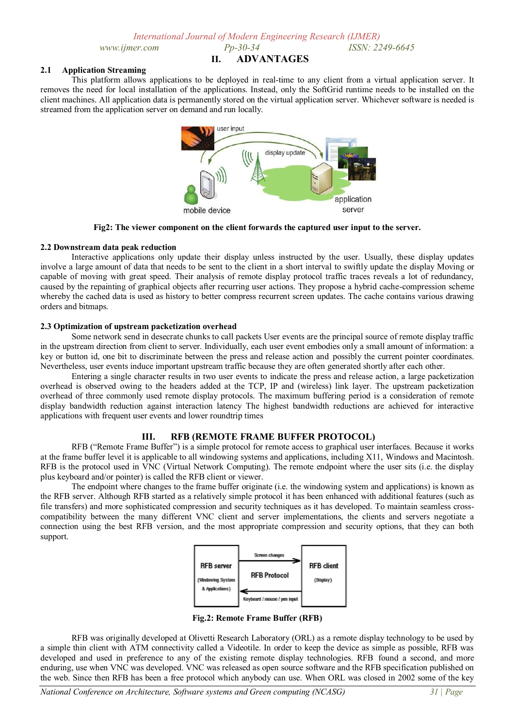## II. ADVANTAGES

### 2.1 Application Streaming

This platform allows applications to be deployed in real-time to any client from a virtual application server. It removes the need for local installation of the applications. Instead, only the SoftGrid runtime needs to be installed on the client machines. All application data is permanently stored on the virtual application server. Whichever software is needed is streamed from the application server on demand and run locally.

**Fig2: The viewer component on the client forwards the captured user input to the server.**

### 2.2 Downstream data peak reduction

Interactive applications only update their display unless instructed by the user. Usually, these display updates involve a large amount of data that needs to be sent to the client in a short interval to swiftly update the display Moving or capable of moving with great speed. Their analysis of remote display protocol traffic traces reveals a lot of redundancy, caused by the repainting of graphical objects after recurring user actions. They propose a hybrid cache-compression scheme whereby the cached data is used as history to better compress recurrent screen updates. The cache contains various drawing orders and bitmaps.

### 2.3 Optimization of upstream packetization overhead

Some network send in desecrate chunks to call packets User events are the principal source of remote display traffic in the upstream direction from client to server. Individually, each user event embodies only a small amount of information: a key or button id, one bit to discriminate between the press and release action and possibly the current pointer coordinates. Nevertheless, user events induce important upstream traffic because they are often generated shortly after each other.

Entering a single character results in two user events to indicate the press and release action, a large packetization overhead is observed owing to the headers added at the TCP, IP and (wireless) link layer. The upstream packetization overhead of three commonly used remote display protocols. The maximum buffering period is a consideration of remote display bandwidth reduction against interaction latency The highest bandwidth reductions are achieved for interactive applications with frequent user events and lower roundtrip times

## III. RFB (REMOTE FRAME BUFFER PROTOCOL)

RFB ("Remote Frame Buffer") is a simple protocol for remote access to graphical user interfaces. Because it works at the frame buffer level it is applicable to all windowing systems and applications, including X11, Windows and Macintosh. RFB is the protocol used in VNC (Virtual Network Computing). The remote endpoint where the user sits (i.e. the display plus keyboard and/or pointer) is called the RFB client or viewer.

The endpoint where changes to the frame buffer originate (i.e. the windowing system and applications) is known as the RFB server. Although RFB started as a relatively simple protocol it has been enhanced with additional features (such as file transfers) and more sophisticated compression and security techniques as it has developed. To maintain seamless cross-compatibility between the many different VNC client and server implementations, the clients and servers negotiate a connection using the best RFB version, and the most appropriate compression and security options, that they can both support.

**Fig.2: Remote Frame Buffer (RFB)**

RFB was originally developed at Olivetti Research Laboratory (ORL) as a remote display technology to be used by a simple thin client with ATM connectivity called a Videotile. In order to keep the device as simple as possible, RFB was developed and used in preference to any of the existing remote display technologies. RFB found a second, and more enduring, use when VNC was developed. VNC was released as open source software and the RFB specification published on the web. Since then RFB has been a free protocol which anybody can use. When ORL was closed in 2002 some of the key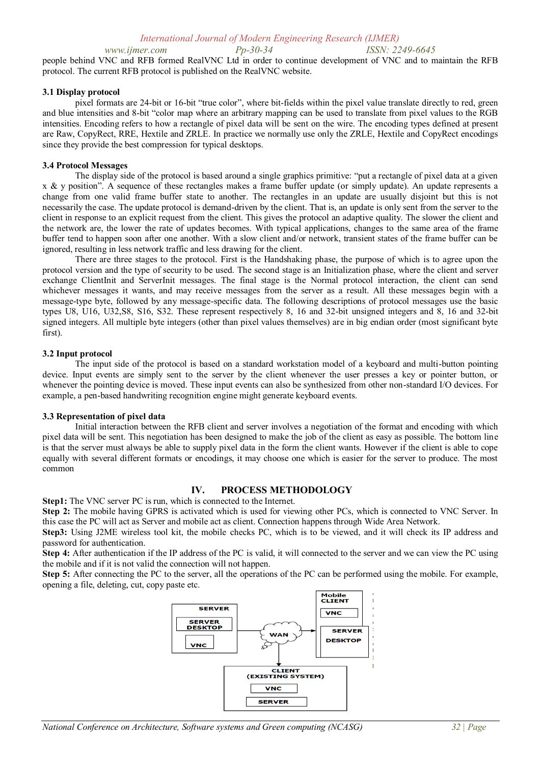people behind VNC and RFB formed RealVNC Ltd in order to continue development of VNC and to maintain the RFB protocol. The current RFB protocol is published on the RealVNC website.

### 3.1 Display protocol

pixel formats are 24-bit or 16-bit "true color", where bit-fields within the pixel value translate directly to red, green and blue intensities and 8-bit "color map where an arbitrary mapping can be used to translate from pixel values to the RGB intensities. Encoding refers to how a rectangle of pixel data will be sent on the wire. The encoding types defined at present are Raw, CopyRect, RRE, Hextile and ZRLE. In practice we normally use only the ZRLE, Hextile and CopyRect encodings since they provide the best compression for typical desktops.

### 3.4 Protocol Messages

The display side of the protocol is based around a single graphics primitive: "put a rectangle of pixel data at a given x & y position". A sequence of these rectangles makes a frame buffer update (or simply update). An update represents a change from one valid frame buffer state to another. The rectangles in an update are usually disjoint but this is not necessarily the case. The update protocol is demand-driven by the client. That is, an update is only sent from the server to the client in response to an explicit request from the client. This gives the protocol an adaptive quality. The slower the client and the network are, the lower the rate of updates becomes. With typical applications, changes to the same area of the frame buffer tend to happen soon after one another. With a slow client and/or network, transient states of the frame buffer can be ignored, resulting in less network traffic and less drawing for the client.

There are three stages to the protocol. First is the Handshaking phase, the purpose of which is to agree upon the protocol version and the type of security to be used. The second stage is an Initialization phase, where the client and server exchange ClientInit and ServerInit messages. The final stage is the Normal protocol interaction, the client can send whichever messages it wants, and may receive messages from the server as a result. All these messages begin with a message-type byte, followed by any message-specific data. The following descriptions of protocol messages use the basic types U8, U16, U32,S8, S16, S32. These represent respectively 8, 16 and 32-bit unsigned integers and 8, 16 and 32-bit signed integers. All multiple byte integers (other than pixel values themselves) are in big endian order (most significant byte first).

### 3.2 Input protocol

The input side of the protocol is based on a standard workstation model of a keyboard and multi-button pointing device. Input events are simply sent to the server by the client whenever the user presses a key or pointer button, or whenever the pointing device is moved. These input events can also be synthesized from other non-standard I/O devices. For example, a pen-based handwriting recognition engine might generate keyboard events.

### 3.3 Representation of pixel data

Initial interaction between the RFB client and server involves a negotiation of the format and encoding with which pixel data will be sent. This negotiation has been designed to make the job of the client as easy as possible. The bottom line is that the server must always be able to supply pixel data in the form the client wants. However if the client is able to cope equally with several different formats or encodings, it may choose one which is easier for the server to produce. The most common

## IV. PROCESS METHODOLOGY

**Step1:** The VNC server PC is run, which is connected to the Internet.

**Step 2:** The mobile having GPRS is activated which is used for viewing other PCs, which is connected to VNC Server. In this case the PC will act as Server and mobile act as client. Connection happens through Wide Area Network.

**Step3:** Using J2ME wireless tool kit, the mobile checks PC, which is to be viewed, and it will check its IP address and password for authentication.

**Step 4:** After authentication if the IP address of the PC is valid, it will connected to the server and we can view the PC using the mobile and if it is not valid the connection will not happen.

**Step 5:** After connecting the PC to the server, all the operations of the PC can be performed using the mobile. For example, opening a file, deleting, cut, copy paste etc.

SERVER — SERVER DESKTOP — VNC

WAN

Mobile CLIENT — VNC — SERVER DESKTOP

CLIENT (EXISTING SYSTEM) — VNC — SERVER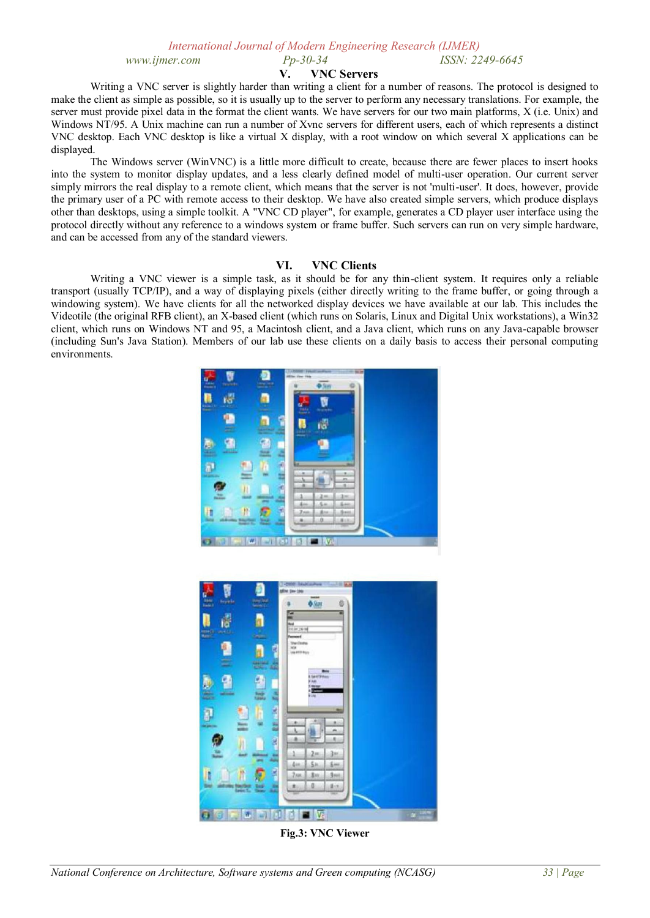## V. VNC Servers

Writing a VNC server is slightly harder than writing a client for a number of reasons. The protocol is designed to make the client as simple as possible, so it is usually up to the server to perform any necessary translations. For example, the server must provide pixel data in the format the client wants. We have servers for our two main platforms, X (i.e. Unix) and Windows NT/95. A Unix machine can run a number of Xvnc servers for different users, each of which represents a distinct VNC desktop. Each VNC desktop is like a virtual X display, with a root window on which several X applications can be displayed.

The Windows server (WinVNC) is a little more difficult to create, because there are fewer places to insert hooks into the system to monitor display updates, and a less clearly defined model of multi-user operation. Our current server simply mirrors the real display to a remote client, which means that the server is not 'multi-user'. It does, however, provide the primary user of a PC with remote access to their desktop. We have also created simple servers, which produce displays other than desktops, using a simple toolkit. A "VNC CD player", for example, generates a CD player user interface using the protocol directly without any reference to a windows system or frame buffer. Such servers can run on very simple hardware, and can be accessed from any of the standard viewers.

## VI. VNC Clients

Writing a VNC viewer is a simple task, as it should be for any thin-client system. It requires only a reliable transport (usually TCP/IP), and a way of displaying pixels (either directly writing to the frame buffer, or going through a windowing system). We have clients for all the networked display devices we have available at our lab. This includes the Videotile (the original RFB client), an X-based client (which runs on Solaris, Linux and Digital Unix workstations), a Win32 client, which runs on Windows NT and 95, a Macintosh client, and a Java client, which runs on any Java-capable browser (including Sun's Java Station). Members of our lab use these clients on a daily basis to access their personal computing environments.

**Fig.3: VNC Viewer**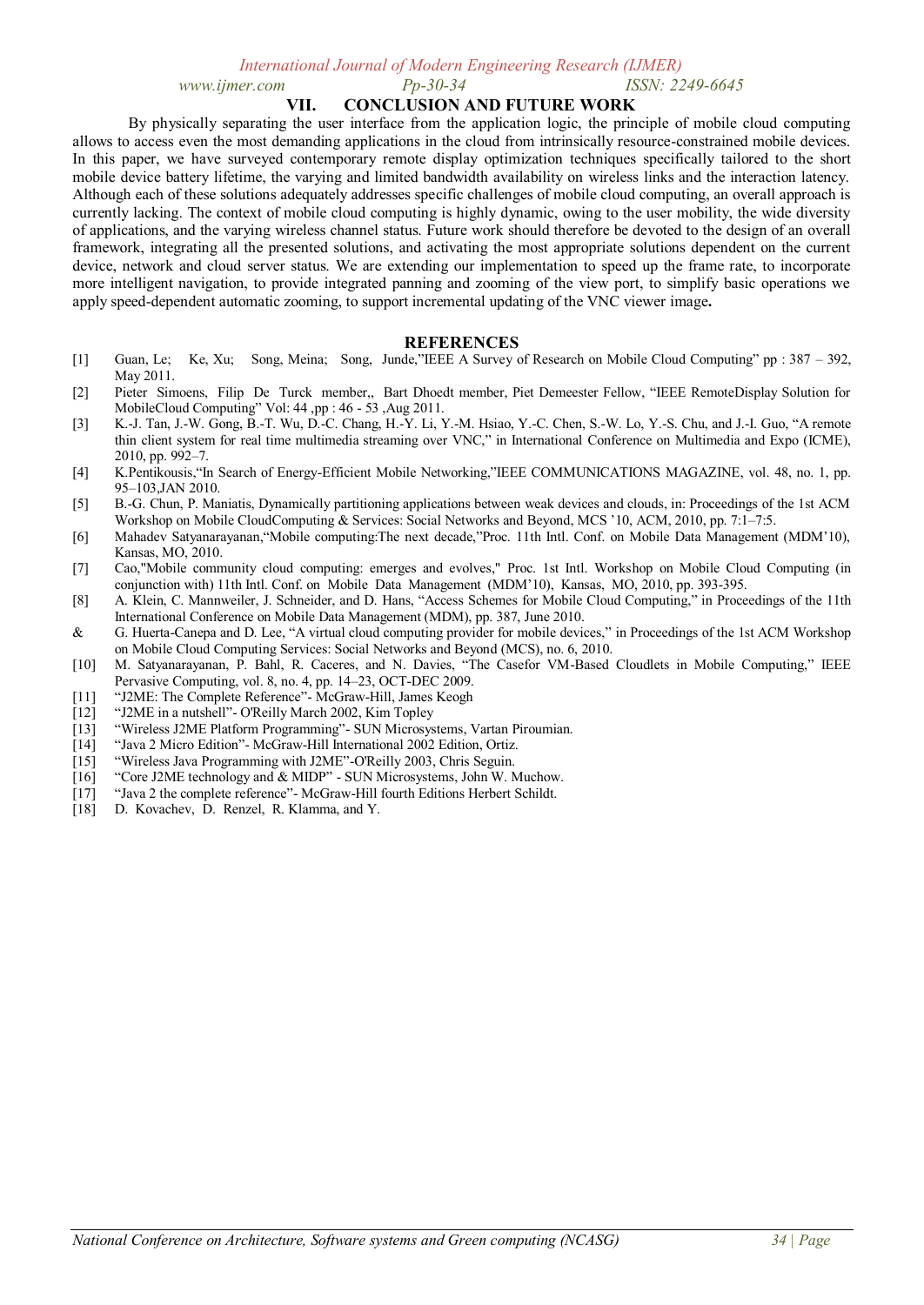## VII. CONCLUSION AND FUTURE WORK

By physically separating the user interface from the application logic, the principle of mobile cloud computing allows to access even the most demanding applications in the cloud from intrinsically resource-constrained mobile devices. In this paper, we have surveyed contemporary remote display optimization techniques specifically tailored to the short mobile device battery lifetime, the varying and limited bandwidth availability on wireless links and the interaction latency. Although each of these solutions adequately addresses specific challenges of mobile cloud computing, an overall approach is currently lacking. The context of mobile cloud computing is highly dynamic, owing to the user mobility, the wide diversity of applications, and the varying wireless channel status. Future work should therefore be devoted to the design of an overall framework, integrating all the presented solutions, and activating the most appropriate solutions dependent on the current device, network and cloud server status. We are extending our implementation to speed up the frame rate, to incorporate more intelligent navigation, to provide integrated panning and zooming of the view port, to simplify basic operations we apply speed-dependent automatic zooming, to support incremental updating of the VNC viewer image**.**

## REFERENCES

[1] Guan, Le; Ke, Xu; Song, Meina; Song, Junde,"IEEE A Survey of Research on Mobile Cloud Computing" pp : 387 – 392, May 2011.

[2] Pieter Simoens, Filip De Turck member,, Bart Dhoedt member, Piet Demeester Fellow, "IEEE RemoteDisplay Solution for MobileCloud Computing" Vol: 44 ,pp : 46 - 53 ,Aug 2011.

[3] K.-J. Tan, J.-W. Gong, B.-T. Wu, D.-C. Chang, H.-Y. Li, Y.-M. Hsiao, Y.-C. Chen, S.-W. Lo, Y.-S. Chu, and J.-I. Guo, "A remote thin client system for real time multimedia streaming over VNC," in International Conference on Multimedia and Expo (ICME), 2010, pp. 992–7.

[4] K.Pentikousis,"In Search of Energy-Efficient Mobile Networking,"IEEE COMMUNICATIONS MAGAZINE, vol. 48, no. 1, pp. 95–103,JAN 2010.

[5] B.-G. Chun, P. Maniatis, Dynamically partitioning applications between weak devices and clouds, in: Proceedings of the 1st ACM Workshop on Mobile CloudComputing & Services: Social Networks and Beyond, MCS '10, ACM, 2010, pp. 7:1–7:5.

[6] Mahadev Satyanarayanan,"Mobile computing:The next decade,"Proc. 11th Intl. Conf. on Mobile Data Management (MDM'10), Kansas, MO, 2010.

[7] Cao,"Mobile community cloud computing: emerges and evolves," Proc. 1st Intl. Workshop on Mobile Cloud Computing (in conjunction with) 11th Intl. Conf. on Mobile Data Management (MDM'10), Kansas, MO, 2010, pp. 393-395.

[8] A. Klein, C. Mannweiler, J. Schneider, and D. Hans, "Access Schemes for Mobile Cloud Computing," in Proceedings of the 11th International Conference on Mobile Data Management (MDM), pp. 387, June 2010.

& G. Huerta-Canepa and D. Lee, "A virtual cloud computing provider for mobile devices," in Proceedings of the 1st ACM Workshop on Mobile Cloud Computing Services: Social Networks and Beyond (MCS), no. 6, 2010.

[10] M. Satyanarayanan, P. Bahl, R. Caceres, and N. Davies, "The Casefor VM-Based Cloudlets in Mobile Computing," IEEE Pervasive Computing, vol. 8, no. 4, pp. 14–23, OCT-DEC 2009.

[11] "J2ME: The Complete Reference"- McGraw-Hill, James Keogh

[12] "J2ME in a nutshell"- O'Reilly March 2002, Kim Topley

[13] "Wireless J2ME Platform Programming"- SUN Microsystems, Vartan Piroumian.

[14] "Java 2 Micro Edition"- McGraw-Hill International 2002 Edition, Ortiz.

[15] "Wireless Java Programming with J2ME"-O'Reilly 2003, Chris Seguin.

[16] "Core J2ME technology and & MIDP" - SUN Microsystems, John W. Muchow.

[17] "Java 2 the complete reference"- McGraw-Hill fourth Editions Herbert Schildt.

[18] D. Kovachev, D. Renzel, R. Klamma, and Y.